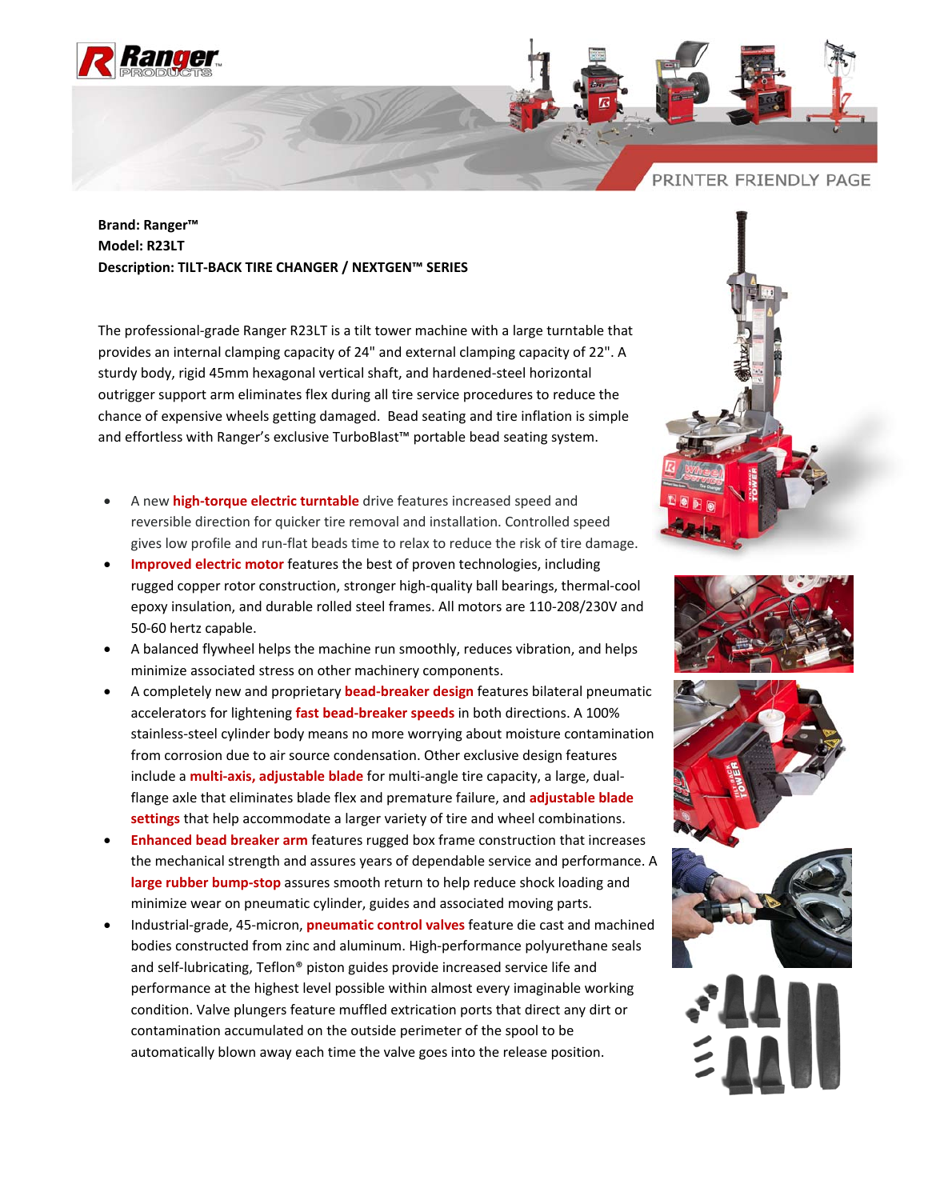PRINTER FRIENDLY PAGE

**Brand: Ranger™**
**Model: R23LT**
**Description: TILT-BACK TIRE CHANGER / NEXTGEN™ SERIES**

The professional-grade Ranger R23LT is a tilt tower machine with a large turntable that provides an internal clamping capacity of 24" and external clamping capacity of 22". A sturdy body, rigid 45mm hexagonal vertical shaft, and hardened-steel horizontal outrigger support arm eliminates flex during all tire service procedures to reduce the chance of expensive wheels getting damaged. Bead seating and tire inflation is simple and effortless with Ranger's exclusive TurboBlast™ portable bead seating system.

- A new **high-torque electric turntable** drive features increased speed and reversible direction for quicker tire removal and installation. Controlled speed gives low profile and run-flat beads time to relax to reduce the risk of tire damage.
- **Improved electric motor** features the best of proven technologies, including rugged copper rotor construction, stronger high-quality ball bearings, thermal-cool epoxy insulation, and durable rolled steel frames. All motors are 110-208/230V and 50-60 hertz capable.
- A balanced flywheel helps the machine run smoothly, reduces vibration, and helps minimize associated stress on other machinery components.
- A completely new and proprietary **bead-breaker design** features bilateral pneumatic accelerators for lightening **fast bead-breaker speeds** in both directions. A 100% stainless-steel cylinder body means no more worrying about moisture contamination from corrosion due to air source condensation. Other exclusive design features include a **multi-axis, adjustable blade** for multi-angle tire capacity, a large, dual-flange axle that eliminates blade flex and premature failure, and **adjustable blade settings** that help accommodate a larger variety of tire and wheel combinations.
- **Enhanced bead breaker arm** features rugged box frame construction that increases the mechanical strength and assures years of dependable service and performance. A **large rubber bump-stop** assures smooth return to help reduce shock loading and minimize wear on pneumatic cylinder, guides and associated moving parts.
- Industrial-grade, 45-micron, **pneumatic control valves** feature die cast and machined bodies constructed from zinc and aluminum. High-performance polyurethane seals and self-lubricating, Teflon® piston guides provide increased service life and performance at the highest level possible within almost every imaginable working condition. Valve plungers feature muffled extrication ports that direct any dirt or contamination accumulated on the outside perimeter of the spool to be automatically blown away each time the valve goes into the release position.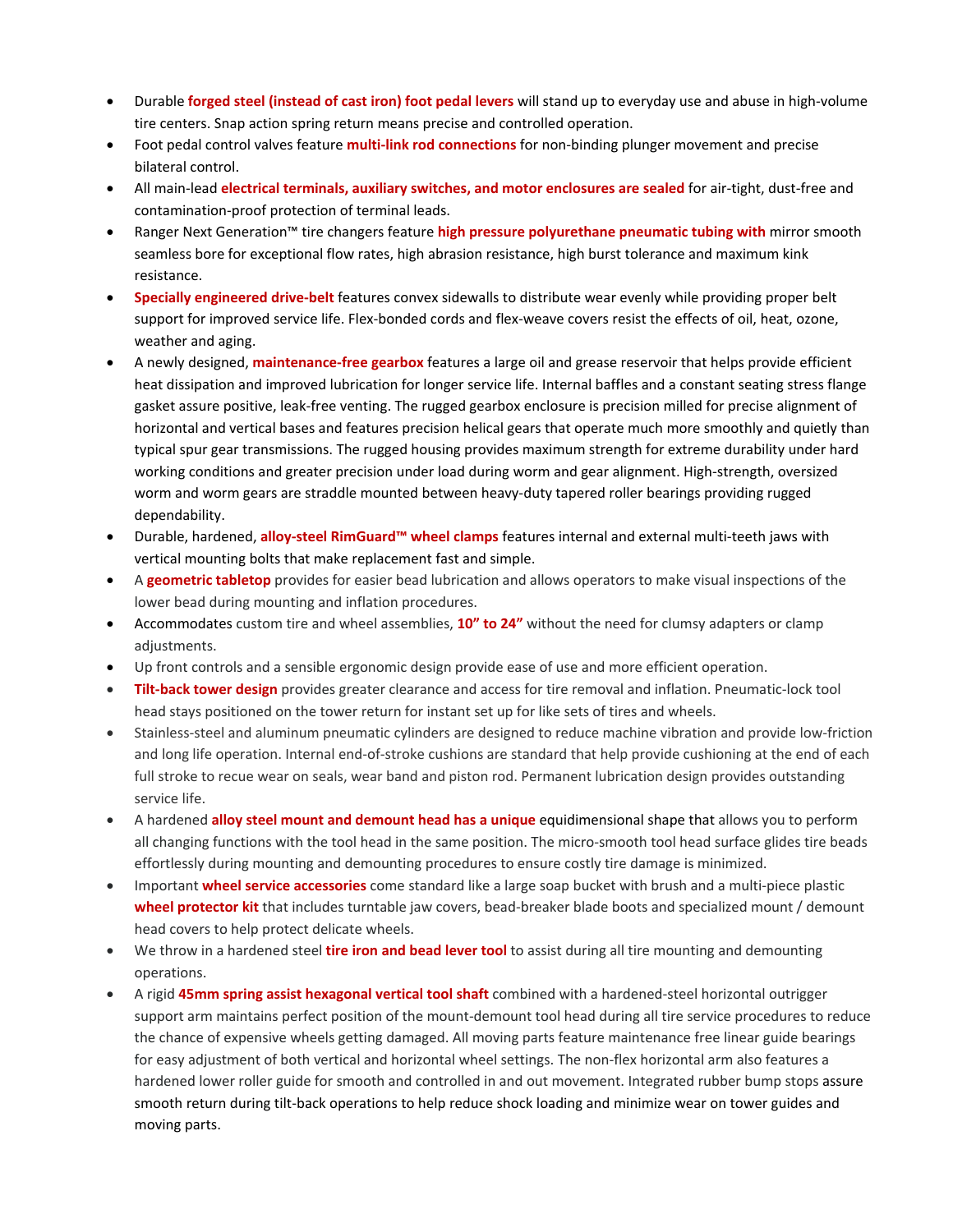- Durable **forged steel (instead of cast iron) foot pedal levers** will stand up to everyday use and abuse in high-volume tire centers. Snap action spring return means precise and controlled operation.
- Foot pedal control valves feature **multi-link rod connections** for non-binding plunger movement and precise bilateral control.
- All main-lead **electrical terminals, auxiliary switches, and motor enclosures are sealed** for air-tight, dust-free and contamination-proof protection of terminal leads.
- Ranger Next Generation™ tire changers feature **high pressure polyurethane pneumatic tubing with** mirror smooth seamless bore for exceptional flow rates, high abrasion resistance, high burst tolerance and maximum kink resistance.
- **Specially engineered drive-belt** features convex sidewalls to distribute wear evenly while providing proper belt support for improved service life. Flex-bonded cords and flex-weave covers resist the effects of oil, heat, ozone, weather and aging.
- A newly designed, **maintenance-free gearbox** features a large oil and grease reservoir that helps provide efficient heat dissipation and improved lubrication for longer service life. Internal baffles and a constant seating stress flange gasket assure positive, leak-free venting. The rugged gearbox enclosure is precision milled for precise alignment of horizontal and vertical bases and features precision helical gears that operate much more smoothly and quietly than typical spur gear transmissions. The rugged housing provides maximum strength for extreme durability under hard working conditions and greater precision under load during worm and gear alignment. High-strength, oversized worm and worm gears are straddle mounted between heavy-duty tapered roller bearings providing rugged dependability.
- Durable, hardened, **alloy-steel RimGuard™ wheel clamps** features internal and external multi-teeth jaws with vertical mounting bolts that make replacement fast and simple.
- A **geometric tabletop** provides for easier bead lubrication and allows operators to make visual inspections of the lower bead during mounting and inflation procedures.
- Accommodates custom tire and wheel assemblies, **10" to 24"** without the need for clumsy adapters or clamp adjustments.
- Up front controls and a sensible ergonomic design provide ease of use and more efficient operation.
- **Tilt-back tower design** provides greater clearance and access for tire removal and inflation. Pneumatic-lock tool head stays positioned on the tower return for instant set up for like sets of tires and wheels.
- Stainless-steel and aluminum pneumatic cylinders are designed to reduce machine vibration and provide low-friction and long life operation. Internal end-of-stroke cushions are standard that help provide cushioning at the end of each full stroke to recue wear on seals, wear band and piston rod. Permanent lubrication design provides outstanding service life.
- A hardened **alloy steel mount and demount head has a unique** equidimensional shape that allows you to perform all changing functions with the tool head in the same position. The micro-smooth tool head surface glides tire beads effortlessly during mounting and demounting procedures to ensure costly tire damage is minimized.
- Important **wheel service accessories** come standard like a large soap bucket with brush and a multi-piece plastic **wheel protector kit** that includes turntable jaw covers, bead-breaker blade boots and specialized mount / demount head covers to help protect delicate wheels.
- We throw in a hardened steel **tire iron and bead lever tool** to assist during all tire mounting and demounting operations.
- A rigid **45mm spring assist hexagonal vertical tool shaft** combined with a hardened-steel horizontal outrigger support arm maintains perfect position of the mount-demount tool head during all tire service procedures to reduce the chance of expensive wheels getting damaged. All moving parts feature maintenance free linear guide bearings for easy adjustment of both vertical and horizontal wheel settings. The non-flex horizontal arm also features a hardened lower roller guide for smooth and controlled in and out movement. Integrated rubber bump stops assure smooth return during tilt-back operations to help reduce shock loading and minimize wear on tower guides and moving parts.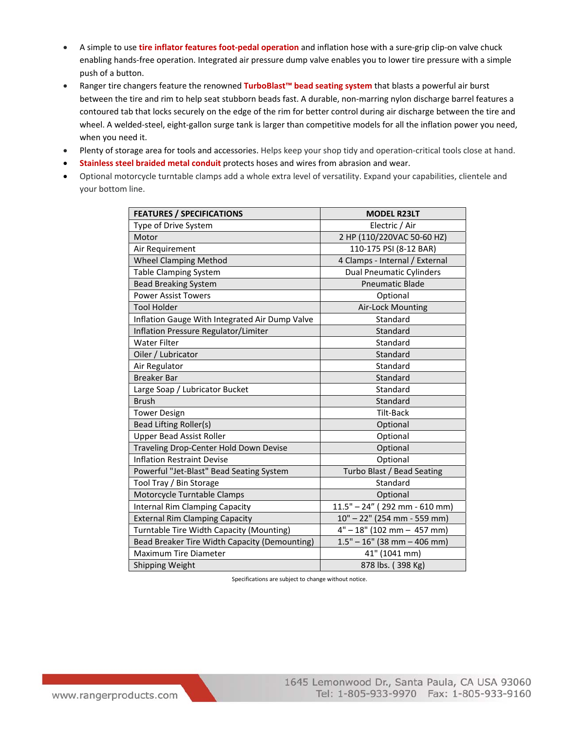- A simple to use **tire inflator features foot-pedal operation** and inflation hose with a sure-grip clip-on valve chuck enabling hands-free operation. Integrated air pressure dump valve enables you to lower tire pressure with a simple push of a button.
- Ranger tire changers feature the renowned **TurboBlast™ bead seating system** that blasts a powerful air burst between the tire and rim to help seat stubborn beads fast. A durable, non-marring nylon discharge barrel features a contoured tab that locks securely on the edge of the rim for better control during air discharge between the tire and wheel. A welded-steel, eight-gallon surge tank is larger than competitive models for all the inflation power you need, when you need it.
- Plenty of storage area for tools and accessories. Helps keep your shop tidy and operation-critical tools close at hand.
- **Stainless steel braided metal conduit** protects hoses and wires from abrasion and wear.
- Optional motorcycle turntable clamps add a whole extra level of versatility. Expand your capabilities, clientele and your bottom line.

| FEATURES / SPECIFICATIONS | MODEL R23LT |
|---|---|
| Type of Drive System | Electric / Air |
| Motor | 2 HP (110/220VAC 50-60 HZ) |
| Air Requirement | 110-175 PSI (8-12 BAR) |
| Wheel Clamping Method | 4 Clamps - Internal / External |
| Table Clamping System | Dual Pneumatic Cylinders |
| Bead Breaking System | Pneumatic Blade |
| Power Assist Towers | Optional |
| Tool Holder | Air-Lock Mounting |
| Inflation Gauge With Integrated Air Dump Valve | Standard |
| Inflation Pressure Regulator/Limiter | Standard |
| Water Filter | Standard |
| Oiler / Lubricator | Standard |
| Air Regulator | Standard |
| Breaker Bar | Standard |
| Large Soap / Lubricator Bucket | Standard |
| Brush | Standard |
| Tower Design | Tilt-Back |
| Bead Lifting Roller(s) | Optional |
| Upper Bead Assist Roller | Optional |
| Traveling Drop-Center Hold Down Devise | Optional |
| Inflation Restraint Devise | Optional |
| Powerful "Jet-Blast" Bead Seating System | Turbo Blast / Bead Seating |
| Tool Tray / Bin Storage | Standard |
| Motorcycle Turntable Clamps | Optional |
| Internal Rim Clamping Capacity | 11.5" – 24" ( 292 mm - 610 mm) |
| External Rim Clamping Capacity | 10" – 22" (254 mm - 559 mm) |
| Turntable Tire Width Capacity (Mounting) | 4" – 18" (102 mm – 457 mm) |
| Bead Breaker Tire Width Capacity (Demounting) | 1.5" – 16" (38 mm – 406 mm) |
| Maximum Tire Diameter | 41" (1041 mm) |
| Shipping Weight | 878 lbs. ( 398 Kg) |

Specifications are subject to change without notice.

www.rangerproducts.com

1645 Lemonwood Dr., Santa Paula, CA USA 93060
Tel: 1-805-933-9970 Fax: 1-805-933-9160